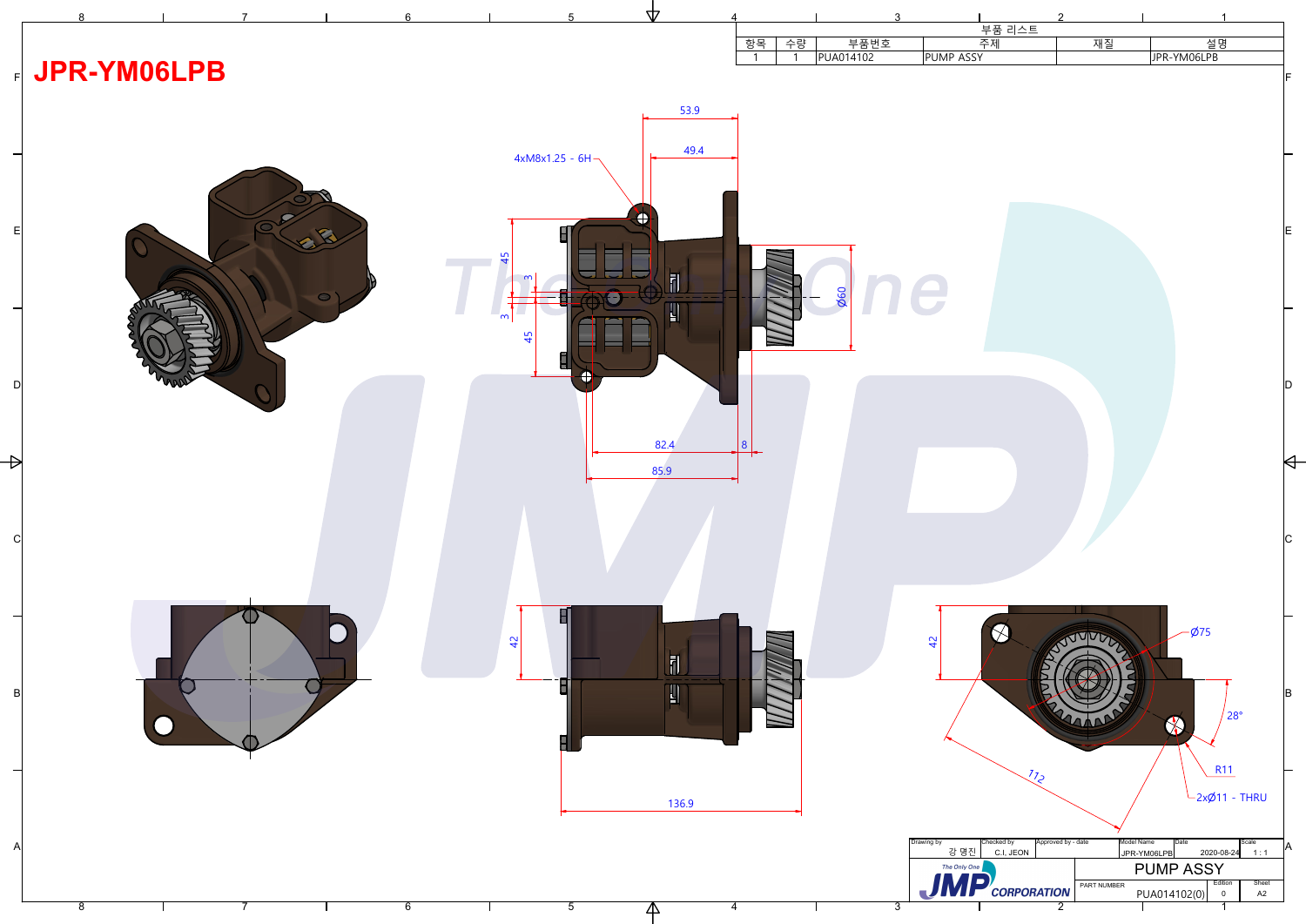# JPR-YM06LPB

| 부품 리스트 | | | | | |
|---|---|---|---|---|---|
| 항목 | 수량 | 부품번호 | 주제 | 재질 | 설명 |
| 1 | 1 | PUA014102 | PUMP ASSY | | JPR-YM06LPB |

53.9
49.4
4xM8x1.25 - 6H
45
3
3
45
Ø60
82.4
8
85.9

42
136.9

42
Ø75
28°
112
R11
2xØ11 - THRU

| Drawing by | Checked by | Approved by - date | Model Name | Date | Scale |
|---|---|---|---|---|---|
| 강 명진 | C.I. JEON | | JPR-YM06LPB | 2020-08-24 | 1 : 1 |

The Only One JMP CORPORATION

PUMP ASSY

| PART NUMBER | Edition | Sheet |
|---|---|---|
| PUA014102(0) | 0 | A2 |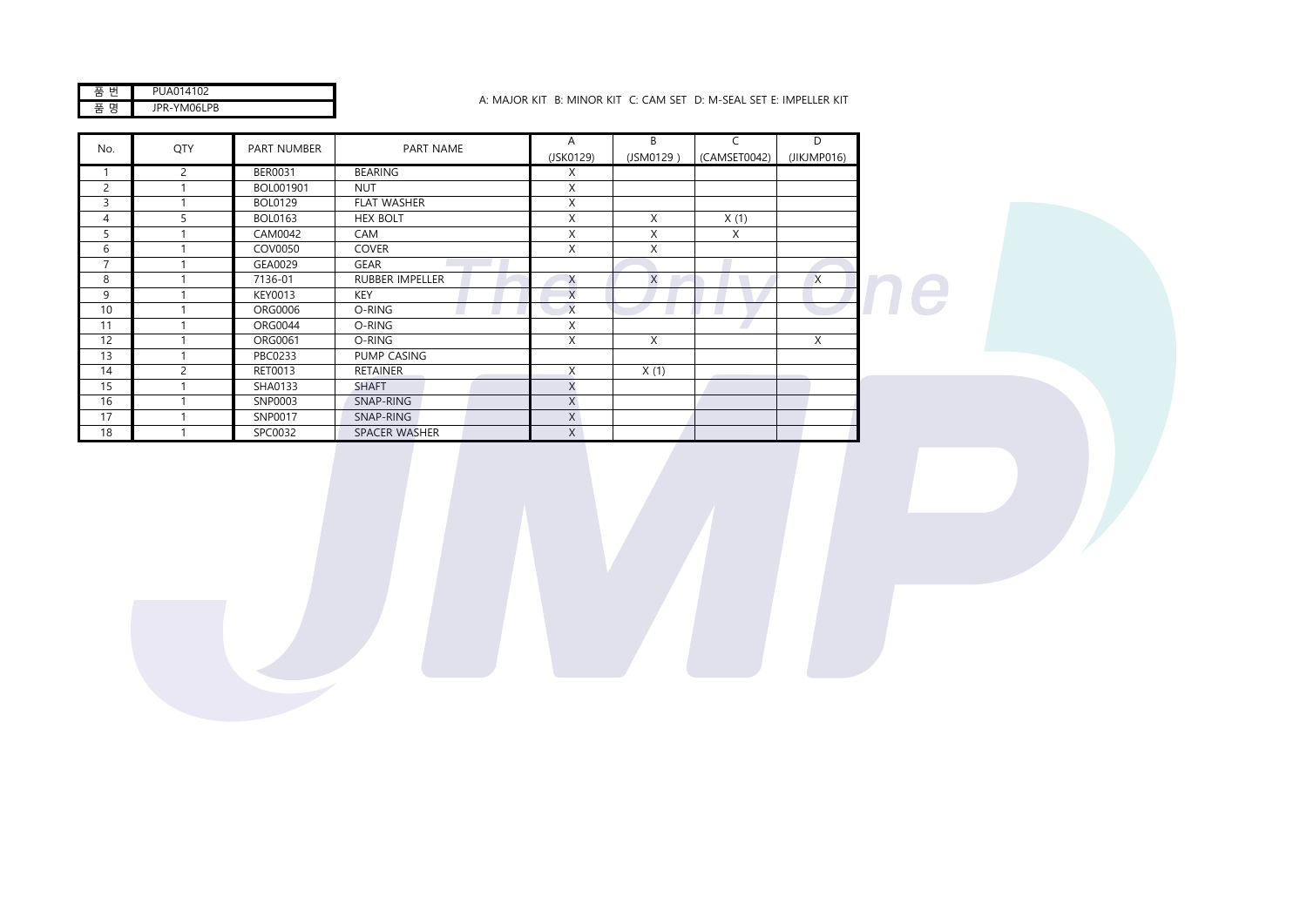| 품 번 | PUA014102 |
|---|---|
| 품 명 | JPR-YM06LPB |

A: MAJOR KIT B: MINOR KIT C: CAM SET D: M-SEAL SET E: IMPELLER KIT

| No. | QTY | PART NUMBER | PART NAME | A (JSK0129) | B (JSM0129 ) | C (CAMSET0042) | D (JIKJMP016) |
|---|---|---|---|---|---|---|---|
| 1 | 2 | BER0031 | BEARING | X | | | |
| 2 | 1 | BOL001901 | NUT | X | | | |
| 3 | 1 | BOL0129 | FLAT WASHER | X | | | |
| 4 | 5 | BOL0163 | HEX BOLT | X | X | X (1) | |
| 5 | 1 | CAM0042 | CAM | X | X | X | |
| 6 | 1 | COV0050 | COVER | X | X | | |
| 7 | 1 | GEA0029 | GEAR | | | | |
| 8 | 1 | 7136-01 | RUBBER IMPELLER | X | X | | X |
| 9 | 1 | KEY0013 | KEY | X | | | |
| 10 | 1 | ORG0006 | O-RING | X | | | |
| 11 | 1 | ORG0044 | O-RING | X | | | |
| 12 | 1 | ORG0061 | O-RING | X | X | | X |
| 13 | 1 | PBC0233 | PUMP CASING | | | | |
| 14 | 2 | RET0013 | RETAINER | X | X (1) | | |
| 15 | 1 | SHA0133 | SHAFT | X | | | |
| 16 | 1 | SNP0003 | SNAP-RING | X | | | |
| 17 | 1 | SNP0017 | SNAP-RING | X | | | |
| 18 | 1 | SPC0032 | SPACER WASHER | X | | | |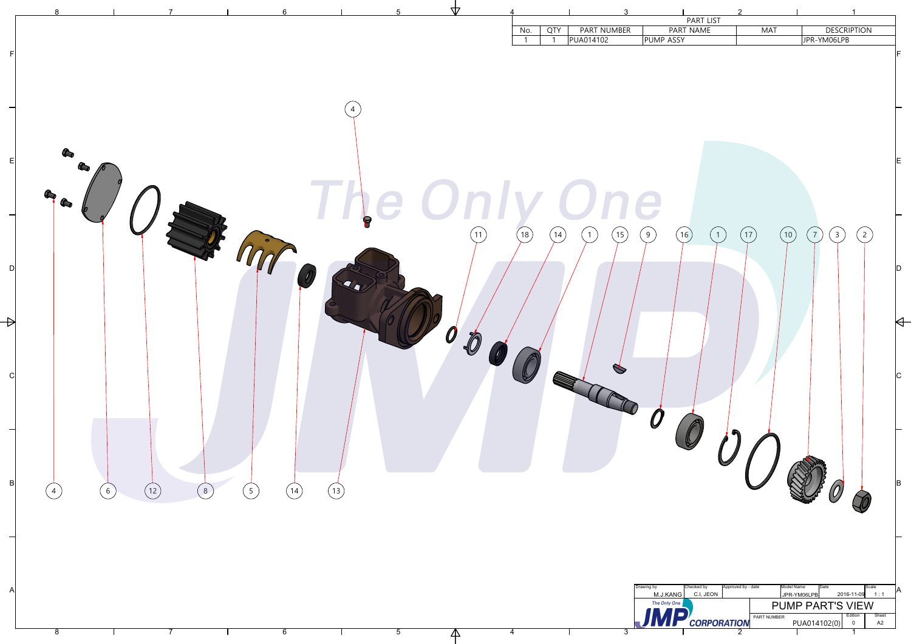PART LIST

| No. | QTY | PART NUMBER | PART NAME | MAT | DESCRIPTION |
|---|---|---|---|---|---|
| 1 | 1 | PUA014102 | PUMP ASSY | | JPR-YM06LPB |

4

11 18 14 1 15 9 16 1 17 10 7 3 2

4 6 12 8 5 14 13

| Drawing by | Checked by | Approved by - date | Model Name | Date | Scale |
|---|---|---|---|---|---|
| M.J.KANG | C.I. JEON | | JPR-YM06LPB | 2016-11-09 | 1 : 1 |

The Only One
JMP CORPORATION

PUMP PART'S VIEW

| PART NUMBER | Edition | Sheet |
|---|---|---|
| PUA014102(0) | 0 | A2 |